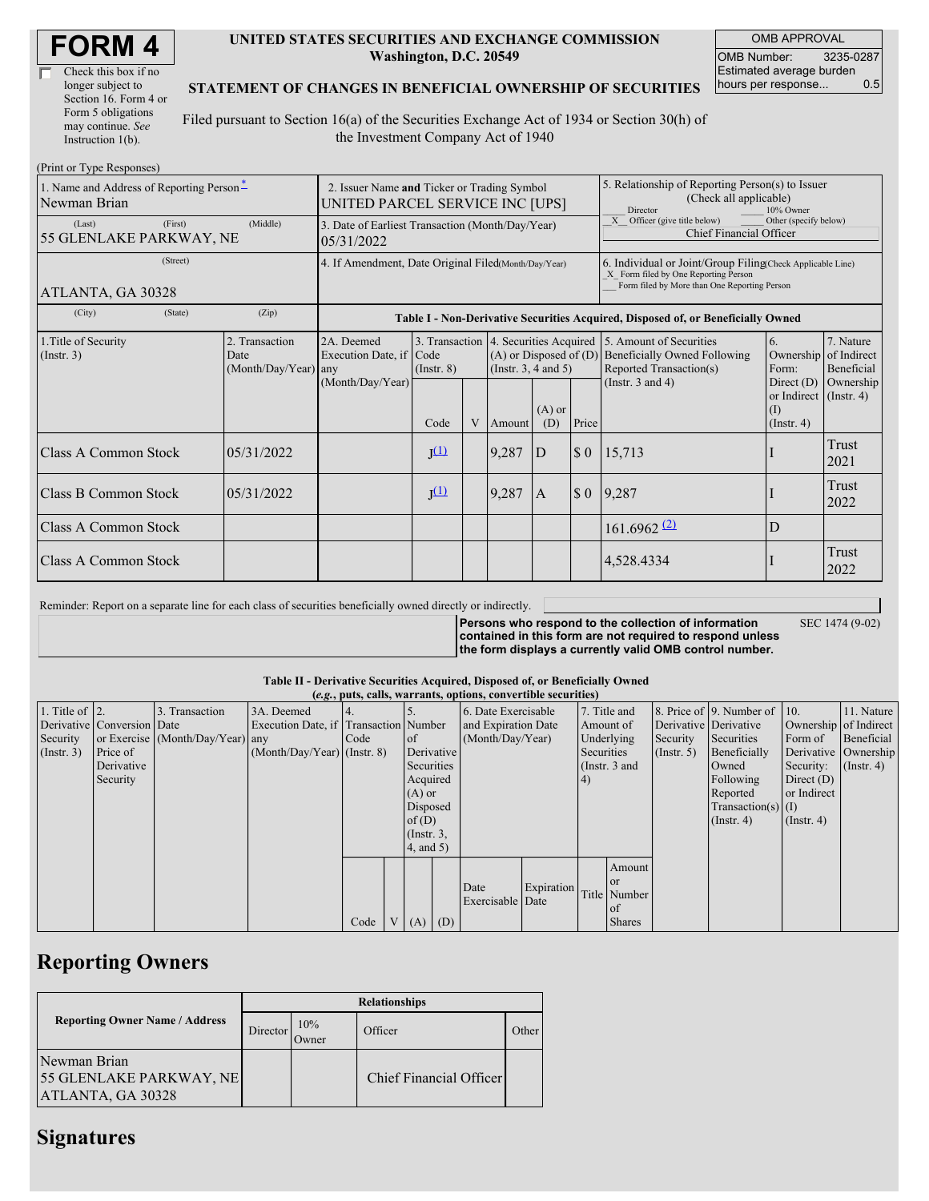# FORM 4

☐ Check this box if no longer subject to Section 16. Form 4 or Form 5 obligations may continue. *See* Instruction 1(b).

**UNITED STATES SECURITIES AND EXCHANGE COMMISSION**
**Washington, D.C. 20549**

**STATEMENT OF CHANGES IN BENEFICIAL OWNERSHIP OF SECURITIES**

Filed pursuant to Section 16(a) of the Securities Exchange Act of 1934 or Section 30(h) of the Investment Company Act of 1940

| OMB APPROVAL | |
|---|---|
| OMB Number: | 3235-0287 |
| Estimated average burden hours per response... | 0.5 |

(Print or Type Responses)

| 1. Name and Address of Reporting Person * | 2. Issuer Name and Ticker or Trading Symbol | 5. Relationship of Reporting Person(s) to Issuer (Check all applicable) |
|---|---|---|
| Newman Brian | UNITED PARCEL SERVICE INC [UPS] | ___ Director ___ 10% Owner _X_ Officer (give title below) ___ Other (specify below) |
| (Last) (First) (Middle) 55 GLENLAKE PARKWAY, NE | 3. Date of Earliest Transaction (Month/Day/Year) 05/31/2022 | Chief Financial Officer |
| (Street) ATLANTA, GA 30328 | 4. If Amendment, Date Original Filed(Month/Day/Year) | 6. Individual or Joint/Group Filing(Check Applicable Line) _X_ Form filed by One Reporting Person ___ Form filed by More than One Reporting Person |
| (City) (State) (Zip) | | |

**Table I - Non-Derivative Securities Acquired, Disposed of, or Beneficially Owned**

| 1.Title of Security (Instr. 3) | 2. Transaction Date (Month/Day/Year) | 2A. Deemed Execution Date, if any (Month/Day/Year) | 3. Transaction Code (Instr. 8) | | 4. Securities Acquired (A) or Disposed of (D) (Instr. 3, 4 and 5) | | | 5. Amount of Securities Beneficially Owned Following Reported Transaction(s) (Instr. 3 and 4) | 6. Ownership Form: Direct (D) or Indirect (I) (Instr. 4) | 7. Nature of Indirect Beneficial Ownership (Instr. 4) |
|---|---|---|---|---|---|---|---|---|---|---|
| | | | Code | V | Amount | (A) or (D) | Price | | | |
| Class A Common Stock | 05/31/2022 | | J[(1)] | | 9,287 | D | $ 0 | 15,713 | I | Trust 2021 |
| Class B Common Stock | 05/31/2022 | | J[(1)] | | 9,287 | A | $ 0 | 9,287 | I | Trust 2022 |
| Class A Common Stock | | | | | | | | 161.6962 [(2)] | D | |
| Class A Common Stock | | | | | | | | 4,528.4334 | I | Trust 2022 |

Reminder: Report on a separate line for each class of securities beneficially owned directly or indirectly.

**Persons who respond to the collection of information contained in this form are not required to respond unless the form displays a currently valid OMB control number.** SEC 1474 (9-02)

**Table II - Derivative Securities Acquired, Disposed of, or Beneficially Owned**
***(e.g., puts, calls, warrants, options, convertible securities)***

| 1. Title of Derivative Security (Instr. 3) | 2. Conversion or Exercise Price of Derivative Security | 3. Transaction Date (Month/Day/Year) | 3A. Deemed Execution Date, if any (Month/Day/Year) | 4. Transaction Code (Instr. 8) | | 5. Number of Derivative Securities Acquired (A) or Disposed of (D) (Instr. 3, 4, and 5) | | 6. Date Exercisable and Expiration Date (Month/Day/Year) | | 7. Title and Amount of Underlying Securities (Instr. 3 and 4) | | 8. Price of Derivative Security (Instr. 5) | 9. Number of Derivative Securities Beneficially Owned Following Reported Transaction(s) (Instr. 4) | 10. Ownership Form of Derivative Security: Direct (D) or Indirect (I) (Instr. 4) | 11. Nature of Indirect Beneficial Ownership (Instr. 4) |
|---|---|---|---|---|---|---|---|---|---|---|---|---|---|---|---|
| | | | | Code | V | (A) | (D) | Date Exercisable | Expiration Date | Title | Amount or Number of Shares | | | | |

## Reporting Owners

| Reporting Owner Name / Address | Relationships | | | |
|---|---|---|---|---|
| | Director | 10% Owner | Officer | Other |
| Newman Brian 55 GLENLAKE PARKWAY, NE ATLANTA, GA 30328 | | | Chief Financial Officer | |

## Signatures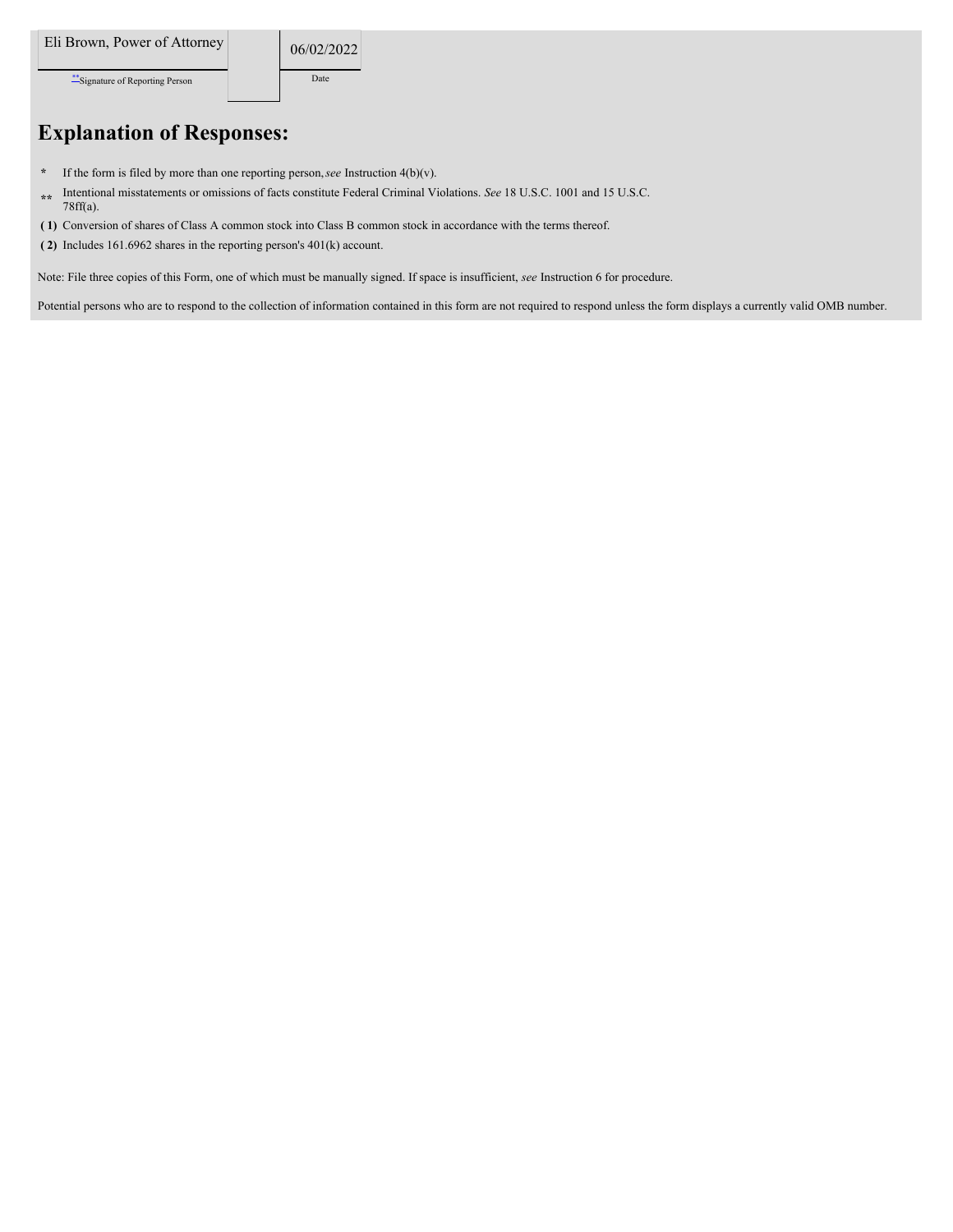| Eli Brown, Power of Attorney | | 06/02/2022 |
| --- | --- | --- |
| **Signature of Reporting Person | | Date |

## Explanation of Responses:

\* If the form is filed by more than one reporting person, *see* Instruction 4(b)(v).

\*\* Intentional misstatements or omissions of facts constitute Federal Criminal Violations. *See* 18 U.S.C. 1001 and 15 U.S.C. 78ff(a).

**( 1)** Conversion of shares of Class A common stock into Class B common stock in accordance with the terms thereof.

**( 2)** Includes 161.6962 shares in the reporting person's 401(k) account.

Note: File three copies of this Form, one of which must be manually signed. If space is insufficient, *see* Instruction 6 for procedure.

Potential persons who are to respond to the collection of information contained in this form are not required to respond unless the form displays a currently valid OMB number.